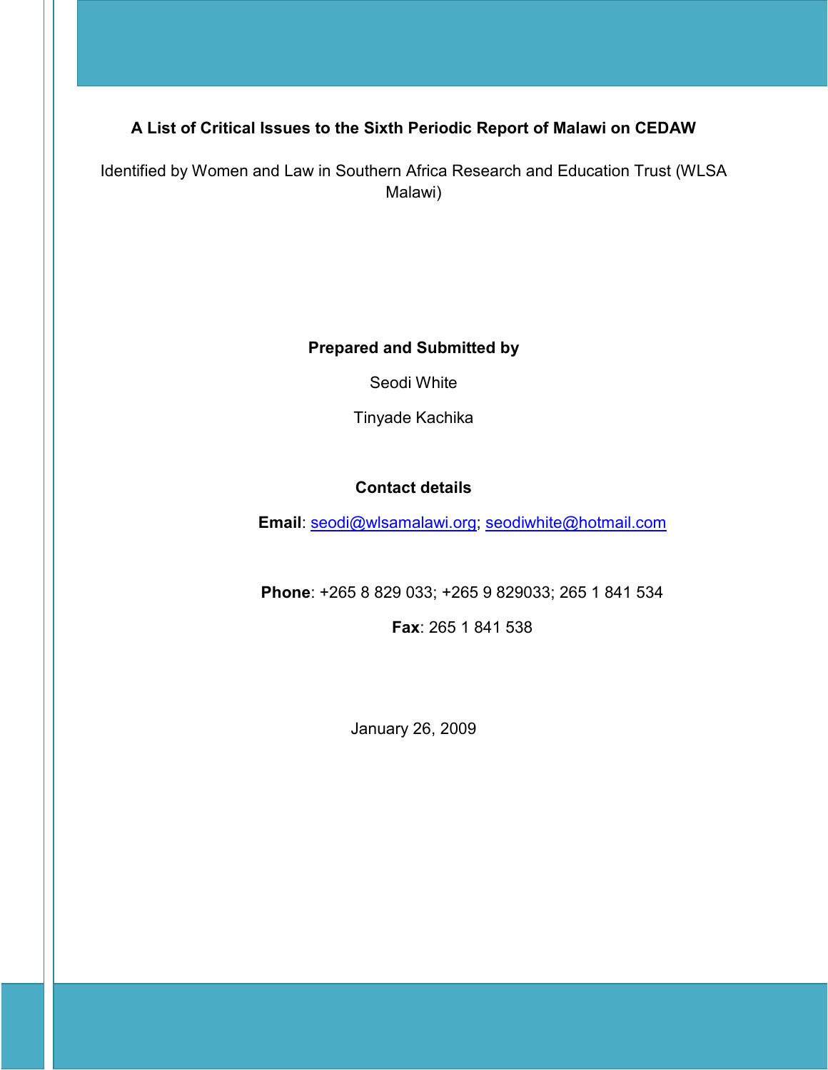# A List of Critical Issues to the Sixth Periodic Report of Malawi on CEDAW

Identified by Women and Law in Southern Africa Research and Education Trust (WLSA Malawi)

**Prepared and Submitted by**

Seodi White

Tinyade Kachika

**Contact details**

**Email**: seodi@wlsamalawi.org; seodiwhite@hotmail.com

**Phone**: +265 8 829 033; +265 9 829033; 265 1 841 534

**Fax**: 265 1 841 538

January 26, 2009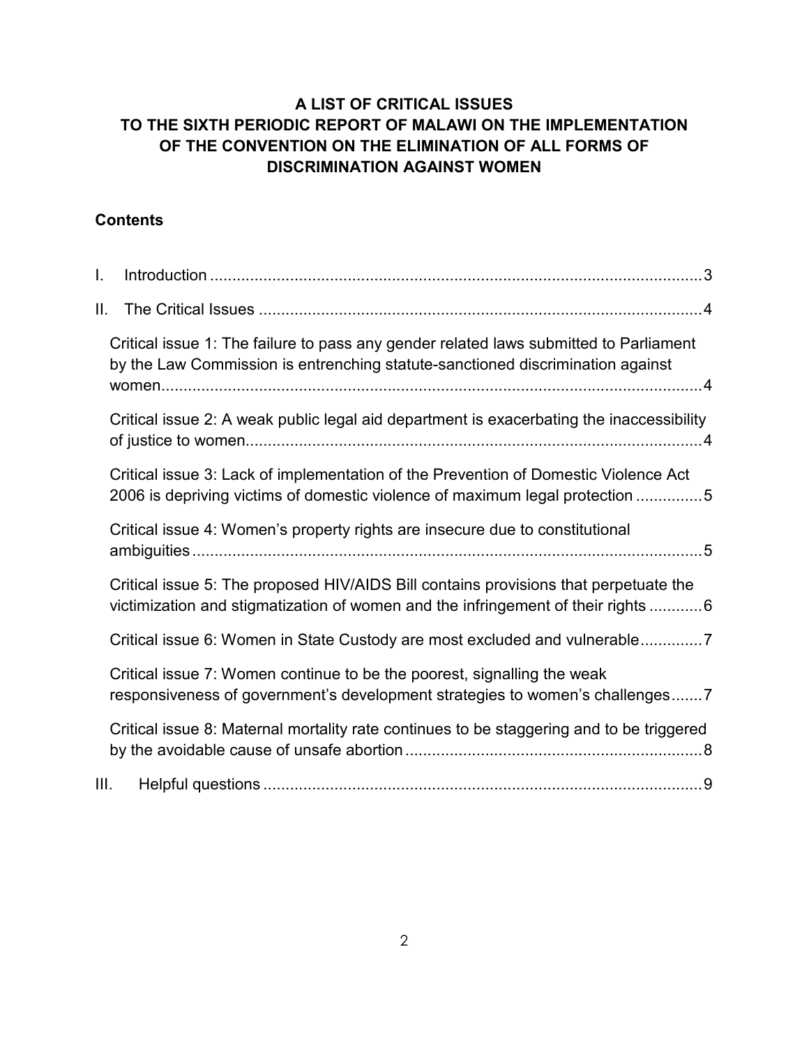# A LIST OF CRITICAL ISSUES TO THE SIXTH PERIODIC REPORT OF MALAWI ON THE IMPLEMENTATION OF THE CONVENTION ON THE ELIMINATION OF ALL FORMS OF DISCRIMINATION AGAINST WOMEN

## Contents

I. Introduction ........................................................................................................ 3

II. The Critical Issues ............................................................................................. 4

- Critical issue 1: The failure to pass any gender related laws submitted to Parliament by the Law Commission is entrenching statute-sanctioned discrimination against women ........................................................................................................ 4
- Critical issue 2: A weak public legal aid department is exacerbating the inaccessibility of justice to women ........................................................................................ 4
- Critical issue 3: Lack of implementation of the Prevention of Domestic Violence Act 2006 is depriving victims of domestic violence of maximum legal protection ............... 5
- Critical issue 4: Women's property rights are insecure due to constitutional ambiguities ........................................................................................................ 5
- Critical issue 5: The proposed HIV/AIDS Bill contains provisions that perpetuate the victimization and stigmatization of women and the infringement of their rights ............ 6
- Critical issue 6: Women in State Custody are most excluded and vulnerable .............. 7
- Critical issue 7: Women continue to be the poorest, signalling the weak responsiveness of government's development strategies to women's challenges ....... 7
- Critical issue 8: Maternal mortality rate continues to be staggering and to be triggered by the avoidable cause of unsafe abortion .................................................................. 8

III. Helpful questions ................................................................................................ 9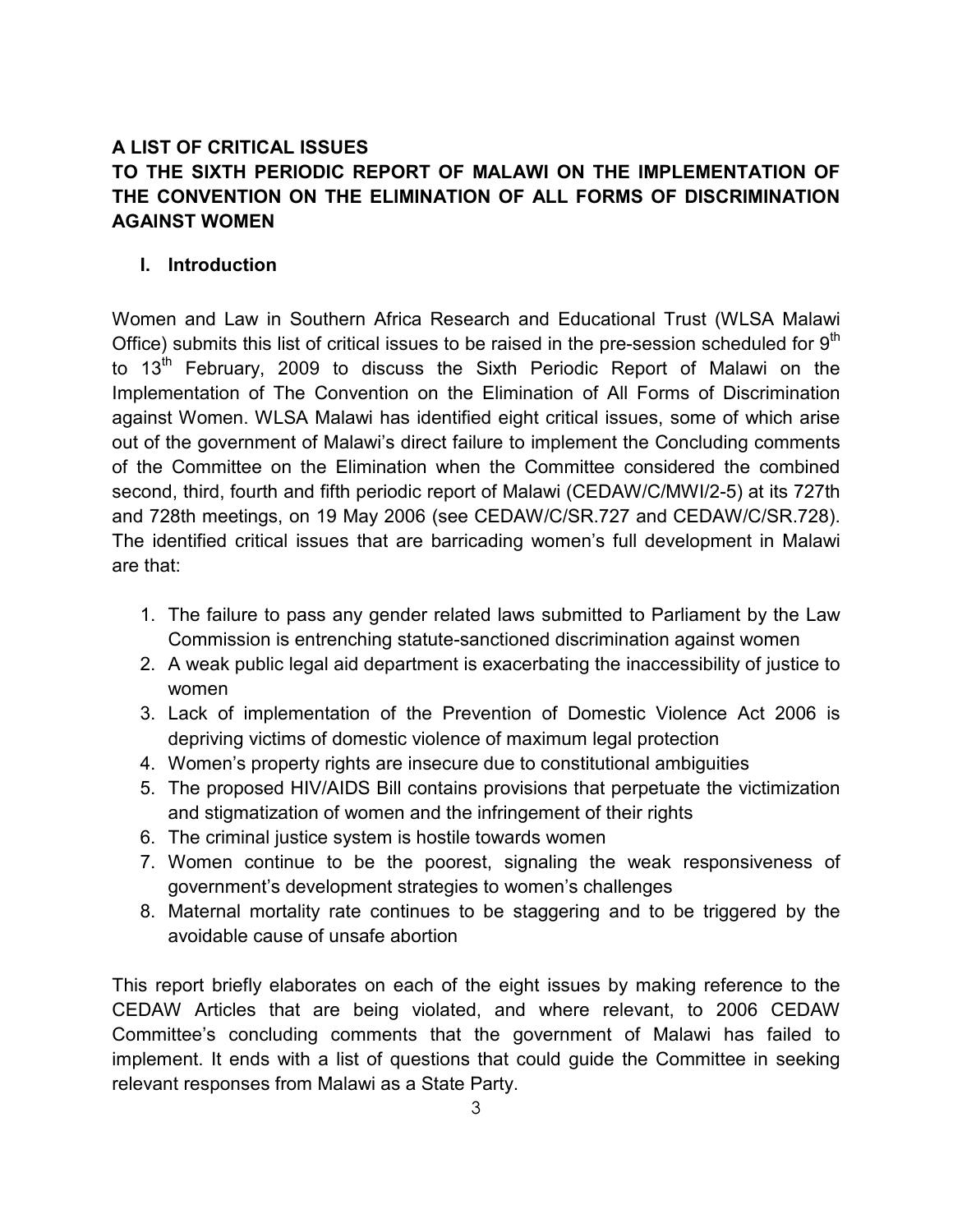**A LIST OF CRITICAL ISSUES**
**TO THE SIXTH PERIODIC REPORT OF MALAWI ON THE IMPLEMENTATION OF THE CONVENTION ON THE ELIMINATION OF ALL FORMS OF DISCRIMINATION AGAINST WOMEN**

## I. Introduction

Women and Law in Southern Africa Research and Educational Trust (WLSA Malawi Office) submits this list of critical issues to be raised in the pre-session scheduled for 9th to 13th February, 2009 to discuss the Sixth Periodic Report of Malawi on the Implementation of The Convention on the Elimination of All Forms of Discrimination against Women. WLSA Malawi has identified eight critical issues, some of which arise out of the government of Malawi's direct failure to implement the Concluding comments of the Committee on the Elimination when the Committee considered the combined second, third, fourth and fifth periodic report of Malawi (CEDAW/C/MWI/2-5) at its 727th and 728th meetings, on 19 May 2006 (see CEDAW/C/SR.727 and CEDAW/C/SR.728). The identified critical issues that are barricading women's full development in Malawi are that:

1. The failure to pass any gender related laws submitted to Parliament by the Law Commission is entrenching statute-sanctioned discrimination against women
2. A weak public legal aid department is exacerbating the inaccessibility of justice to women
3. Lack of implementation of the Prevention of Domestic Violence Act 2006 is depriving victims of domestic violence of maximum legal protection
4. Women's property rights are insecure due to constitutional ambiguities
5. The proposed HIV/AIDS Bill contains provisions that perpetuate the victimization and stigmatization of women and the infringement of their rights
6. The criminal justice system is hostile towards women
7. Women continue to be the poorest, signaling the weak responsiveness of government's development strategies to women's challenges
8. Maternal mortality rate continues to be staggering and to be triggered by the avoidable cause of unsafe abortion

This report briefly elaborates on each of the eight issues by making reference to the CEDAW Articles that are being violated, and where relevant, to 2006 CEDAW Committee's concluding comments that the government of Malawi has failed to implement. It ends with a list of questions that could guide the Committee in seeking relevant responses from Malawi as a State Party.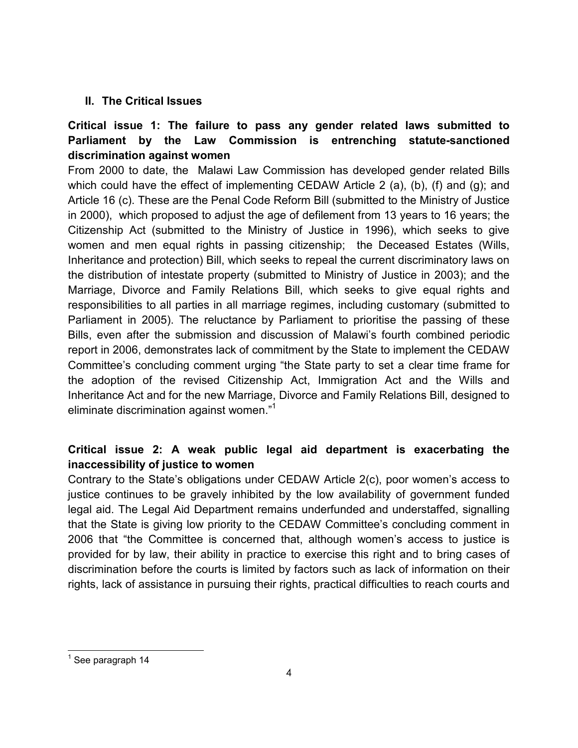## II. The Critical Issues

**Critical issue 1: The failure to pass any gender related laws submitted to Parliament by the Law Commission is entrenching statute-sanctioned discrimination against women**

From 2000 to date, the Malawi Law Commission has developed gender related Bills which could have the effect of implementing CEDAW Article 2 (a), (b), (f) and (g); and Article 16 (c). These are the Penal Code Reform Bill (submitted to the Ministry of Justice in 2000), which proposed to adjust the age of defilement from 13 years to 16 years; the Citizenship Act (submitted to the Ministry of Justice in 1996), which seeks to give women and men equal rights in passing citizenship; the Deceased Estates (Wills, Inheritance and protection) Bill, which seeks to repeal the current discriminatory laws on the distribution of intestate property (submitted to Ministry of Justice in 2003); and the Marriage, Divorce and Family Relations Bill, which seeks to give equal rights and responsibilities to all parties in all marriage regimes, including customary (submitted to Parliament in 2005). The reluctance by Parliament to prioritise the passing of these Bills, even after the submission and discussion of Malawi's fourth combined periodic report in 2006, demonstrates lack of commitment by the State to implement the CEDAW Committee's concluding comment urging "the State party to set a clear time frame for the adoption of the revised Citizenship Act, Immigration Act and the Wills and Inheritance Act and for the new Marriage, Divorce and Family Relations Bill, designed to eliminate discrimination against women."[1]

**Critical issue 2: A weak public legal aid department is exacerbating the inaccessibility of justice to women**

Contrary to the State's obligations under CEDAW Article 2(c), poor women's access to justice continues to be gravely inhibited by the low availability of government funded legal aid. The Legal Aid Department remains underfunded and understaffed, signalling that the State is giving low priority to the CEDAW Committee's concluding comment in 2006 that "the Committee is concerned that, although women's access to justice is provided for by law, their ability in practice to exercise this right and to bring cases of discrimination before the courts is limited by factors such as lack of information on their rights, lack of assistance in pursuing their rights, practical difficulties to reach courts and

---

[1] See paragraph 14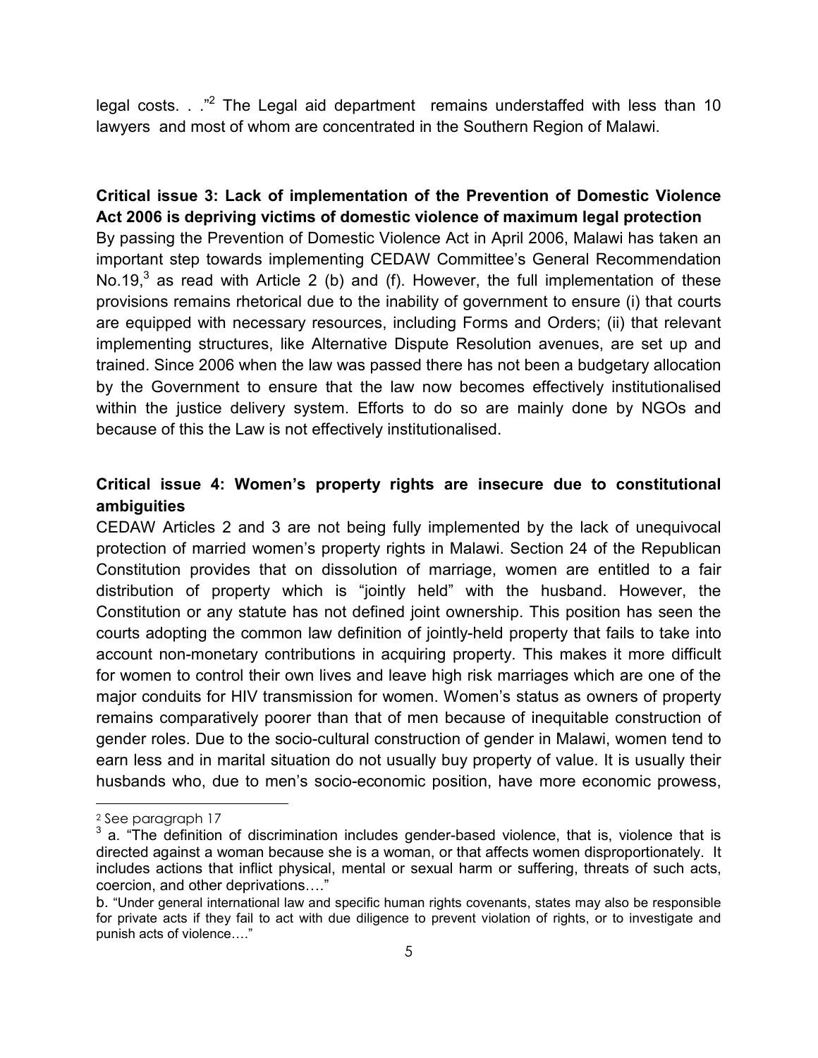legal costs. . ."[2] The Legal aid department remains understaffed with less than 10 lawyers and most of whom are concentrated in the Southern Region of Malawi.

**Critical issue 3: Lack of implementation of the Prevention of Domestic Violence Act 2006 is depriving victims of domestic violence of maximum legal protection**

By passing the Prevention of Domestic Violence Act in April 2006, Malawi has taken an important step towards implementing CEDAW Committee's General Recommendation No.19,[3] as read with Article 2 (b) and (f). However, the full implementation of these provisions remains rhetorical due to the inability of government to ensure (i) that courts are equipped with necessary resources, including Forms and Orders; (ii) that relevant implementing structures, like Alternative Dispute Resolution avenues, are set up and trained. Since 2006 when the law was passed there has not been a budgetary allocation by the Government to ensure that the law now becomes effectively institutionalised within the justice delivery system. Efforts to do so are mainly done by NGOs and because of this the Law is not effectively institutionalised.

**Critical issue 4: Women's property rights are insecure due to constitutional ambiguities**

CEDAW Articles 2 and 3 are not being fully implemented by the lack of unequivocal protection of married women's property rights in Malawi. Section 24 of the Republican Constitution provides that on dissolution of marriage, women are entitled to a fair distribution of property which is "jointly held" with the husband. However, the Constitution or any statute has not defined joint ownership. This position has seen the courts adopting the common law definition of jointly-held property that fails to take into account non-monetary contributions in acquiring property. This makes it more difficult for women to control their own lives and leave high risk marriages which are one of the major conduits for HIV transmission for women. Women's status as owners of property remains comparatively poorer than that of men because of inequitable construction of gender roles. Due to the socio-cultural construction of gender in Malawi, women tend to earn less and in marital situation do not usually buy property of value. It is usually their husbands who, due to men's socio-economic position, have more economic prowess,

---

[2] See paragraph 17

[3] a. "The definition of discrimination includes gender-based violence, that is, violence that is directed against a woman because she is a woman, or that affects women disproportionately. It includes actions that inflict physical, mental or sexual harm or suffering, threats of such acts, coercion, and other deprivations…."

b. "Under general international law and specific human rights covenants, states may also be responsible for private acts if they fail to act with due diligence to prevent violation of rights, or to investigate and punish acts of violence…."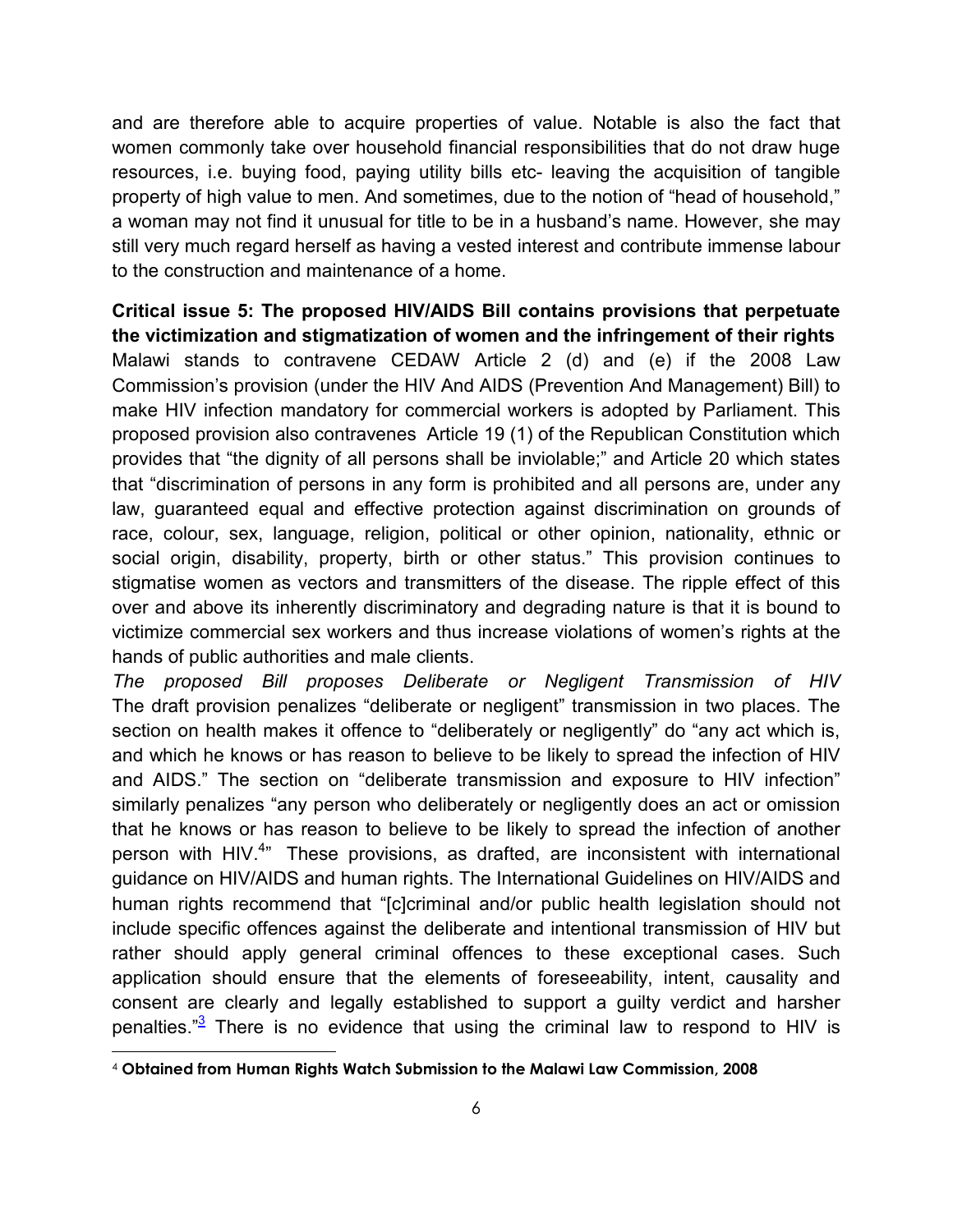and are therefore able to acquire properties of value. Notable is also the fact that women commonly take over household financial responsibilities that do not draw huge resources, i.e. buying food, paying utility bills etc- leaving the acquisition of tangible property of high value to men. And sometimes, due to the notion of "head of household," a woman may not find it unusual for title to be in a husband's name. However, she may still very much regard herself as having a vested interest and contribute immense labour to the construction and maintenance of a home.

**Critical issue 5: The proposed HIV/AIDS Bill contains provisions that perpetuate the victimization and stigmatization of women and the infringement of their rights**

Malawi stands to contravene CEDAW Article 2 (d) and (e) if the 2008 Law Commission's provision (under the HIV And AIDS (Prevention And Management) Bill) to make HIV infection mandatory for commercial workers is adopted by Parliament. This proposed provision also contravenes Article 19 (1) of the Republican Constitution which provides that "the dignity of all persons shall be inviolable;" and Article 20 which states that "discrimination of persons in any form is prohibited and all persons are, under any law, guaranteed equal and effective protection against discrimination on grounds of race, colour, sex, language, religion, political or other opinion, nationality, ethnic or social origin, disability, property, birth or other status." This provision continues to stigmatise women as vectors and transmitters of the disease. The ripple effect of this over and above its inherently discriminatory and degrading nature is that it is bound to victimize commercial sex workers and thus increase violations of women's rights at the hands of public authorities and male clients.

*The proposed Bill proposes Deliberate or Negligent Transmission of HIV*

The draft provision penalizes "deliberate or negligent" transmission in two places. The section on health makes it offence to "deliberately or negligently" do "any act which is, and which he knows or has reason to believe to be likely to spread the infection of HIV and AIDS." The section on "deliberate transmission and exposure to HIV infection" similarly penalizes "any person who deliberately or negligently does an act or omission that he knows or has reason to believe to be likely to spread the infection of another person with HIV.[4]" These provisions, as drafted, are inconsistent with international guidance on HIV/AIDS and human rights. The International Guidelines on HIV/AIDS and human rights recommend that "[c]criminal and/or public health legislation should not include specific offences against the deliberate and intentional transmission of HIV but rather should apply general criminal offences to these exceptional cases. Such application should ensure that the elements of foreseeability, intent, causality and consent are clearly and legally established to support a guilty verdict and harsher penalties."[3] There is no evidence that using the criminal law to respond to HIV is

[4] **Obtained from Human Rights Watch Submission to the Malawi Law Commission, 2008**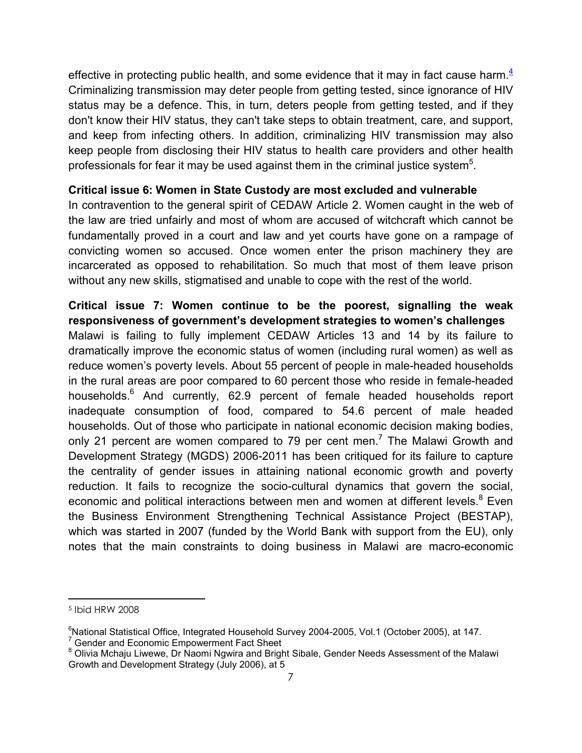effective in protecting public health, and some evidence that it may in fact cause harm.[4] Criminalizing transmission may deter people from getting tested, since ignorance of HIV status may be a defence. This, in turn, deters people from getting tested, and if they don't know their HIV status, they can't take steps to obtain treatment, care, and support, and keep from infecting others. In addition, criminalizing HIV transmission may also keep people from disclosing their HIV status to health care providers and other health professionals for fear it may be used against them in the criminal justice system[5].

**Critical issue 6: Women in State Custody are most excluded and vulnerable**

In contravention to the general spirit of CEDAW Article 2. Women caught in the web of the law are tried unfairly and most of whom are accused of witchcraft which cannot be fundamentally proved in a court and law and yet courts have gone on a rampage of convicting women so accused. Once women enter the prison machinery they are incarcerated as opposed to rehabilitation. So much that most of them leave prison without any new skills, stigmatised and unable to cope with the rest of the world.

**Critical issue 7: Women continue to be the poorest, signalling the weak responsiveness of government's development strategies to women's challenges**

Malawi is failing to fully implement CEDAW Articles 13 and 14 by its failure to dramatically improve the economic status of women (including rural women) as well as reduce women's poverty levels. About 55 percent of people in male-headed households in the rural areas are poor compared to 60 percent those who reside in female-headed households.[6] And currently, 62.9 percent of female headed households report inadequate consumption of food, compared to 54.6 percent of male headed households. Out of those who participate in national economic decision making bodies, only 21 percent are women compared to 79 per cent men.[7] The Malawi Growth and Development Strategy (MGDS) 2006-2011 has been critiqued for its failure to capture the centrality of gender issues in attaining national economic growth and poverty reduction. It fails to recognize the socio-cultural dynamics that govern the social, economic and political interactions between men and women at different levels.[8] Even the Business Environment Strengthening Technical Assistance Project (BESTAP), which was started in 2007 (funded by the World Bank with support from the EU), only notes that the main constraints to doing business in Malawi are macro-economic

---

[5] Ibid HRW 2008

[6] National Statistical Office, Integrated Household Survey 2004-2005, Vol.1 (October 2005), at 147.

[7] Gender and Economic Empowerment Fact Sheet

[8] Olivia Mchaju Liwewe, Dr Naomi Ngwira and Bright Sibale, Gender Needs Assessment of the Malawi Growth and Development Strategy (July 2006), at 5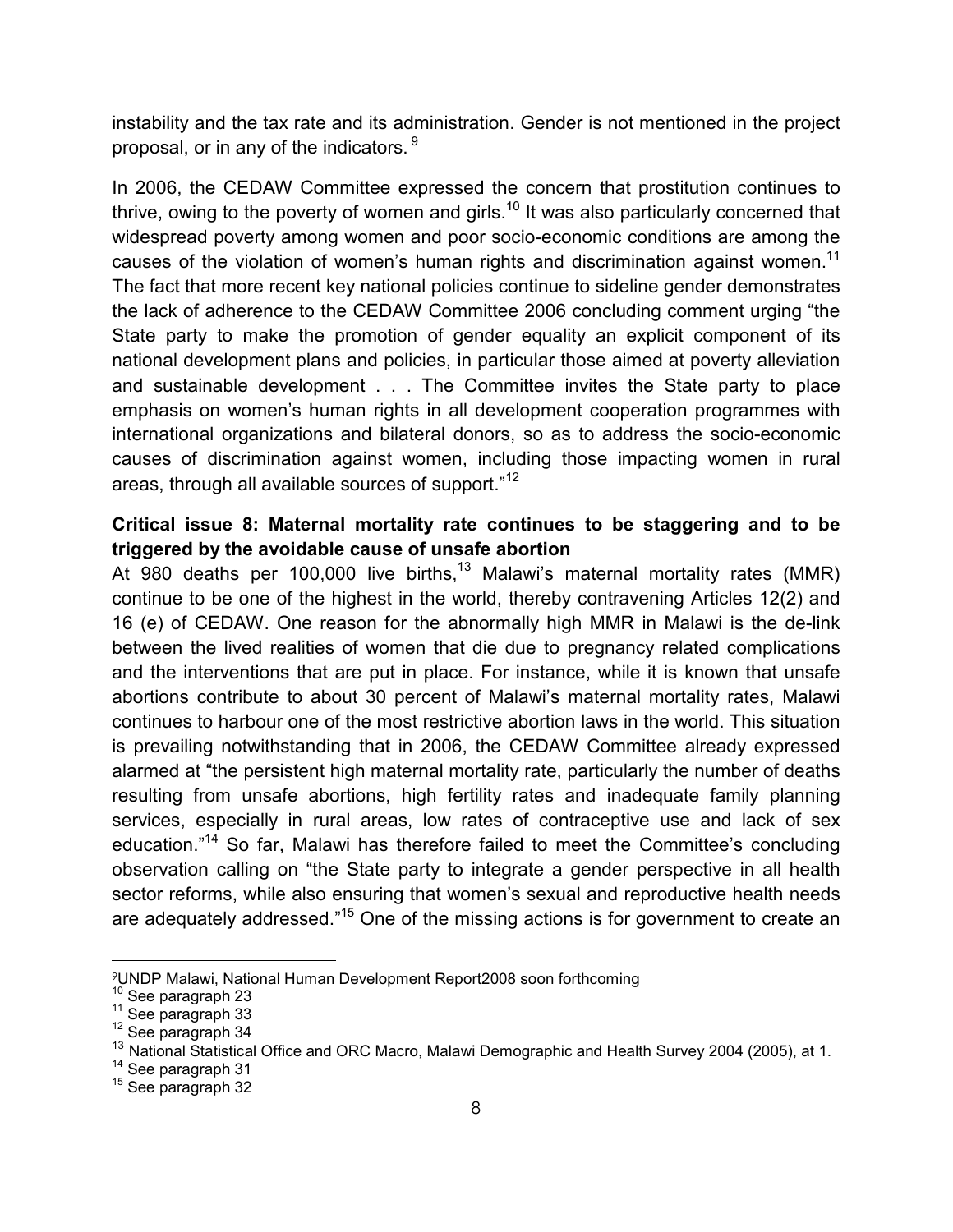instability and the tax rate and its administration. Gender is not mentioned in the project proposal, or in any of the indicators. [9]

In 2006, the CEDAW Committee expressed the concern that prostitution continues to thrive, owing to the poverty of women and girls.[10] It was also particularly concerned that widespread poverty among women and poor socio-economic conditions are among the causes of the violation of women's human rights and discrimination against women.[11] The fact that more recent key national policies continue to sideline gender demonstrates the lack of adherence to the CEDAW Committee 2006 concluding comment urging "the State party to make the promotion of gender equality an explicit component of its national development plans and policies, in particular those aimed at poverty alleviation and sustainable development . . . The Committee invites the State party to place emphasis on women's human rights in all development cooperation programmes with international organizations and bilateral donors, so as to address the socio-economic causes of discrimination against women, including those impacting women in rural areas, through all available sources of support."[12]

**Critical issue 8: Maternal mortality rate continues to be staggering and to be triggered by the avoidable cause of unsafe abortion**

At 980 deaths per 100,000 live births,[13] Malawi's maternal mortality rates (MMR) continue to be one of the highest in the world, thereby contravening Articles 12(2) and 16 (e) of CEDAW. One reason for the abnormally high MMR in Malawi is the de-link between the lived realities of women that die due to pregnancy related complications and the interventions that are put in place. For instance, while it is known that unsafe abortions contribute to about 30 percent of Malawi's maternal mortality rates, Malawi continues to harbour one of the most restrictive abortion laws in the world. This situation is prevailing notwithstanding that in 2006, the CEDAW Committee already expressed alarmed at "the persistent high maternal mortality rate, particularly the number of deaths resulting from unsafe abortions, high fertility rates and inadequate family planning services, especially in rural areas, low rates of contraceptive use and lack of sex education."[14] So far, Malawi has therefore failed to meet the Committee's concluding observation calling on "the State party to integrate a gender perspective in all health sector reforms, while also ensuring that women's sexual and reproductive health needs are adequately addressed."[15] One of the missing actions is for government to create an

---

[9] UNDP Malawi, National Human Development Report2008 soon forthcoming

[10] See paragraph 23

[11] See paragraph 33

[12] See paragraph 34

[13] National Statistical Office and ORC Macro, Malawi Demographic and Health Survey 2004 (2005), at 1.

[14] See paragraph 31

[15] See paragraph 32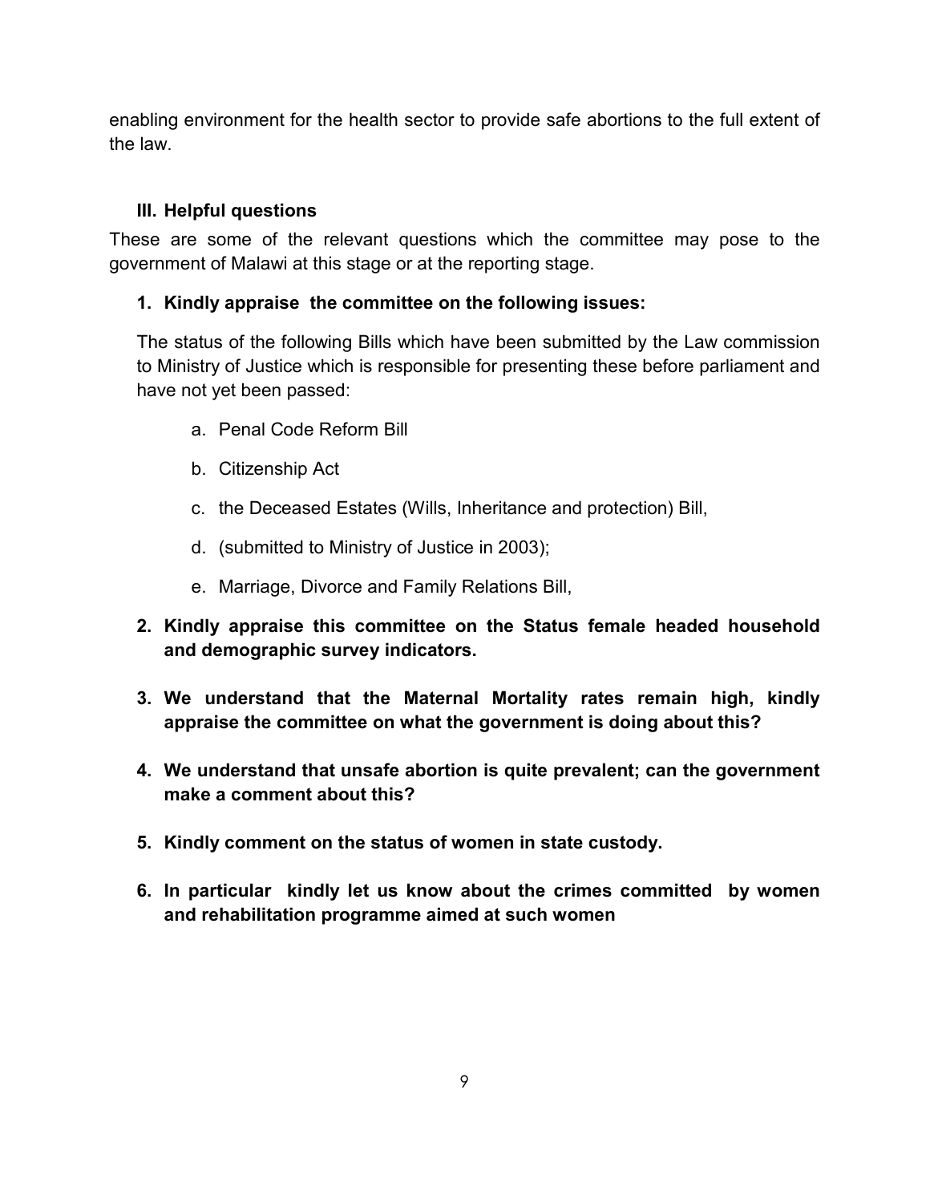enabling environment for the health sector to provide safe abortions to the full extent of the law.

### III. Helpful questions

These are some of the relevant questions which the committee may pose to the government of Malawi at this stage or at the reporting stage.

1. **Kindly appraise the committee on the following issues:**

   The status of the following Bills which have been submitted by the Law commission to Ministry of Justice which is responsible for presenting these before parliament and have not yet been passed:

   a. Penal Code Reform Bill

   b. Citizenship Act

   c. the Deceased Estates (Wills, Inheritance and protection) Bill,

   d. (submitted to Ministry of Justice in 2003);

   e. Marriage, Divorce and Family Relations Bill,

2. **Kindly appraise this committee on the Status female headed household and demographic survey indicators.**

3. **We understand that the Maternal Mortality rates remain high, kindly appraise the committee on what the government is doing about this?**

4. **We understand that unsafe abortion is quite prevalent; can the government make a comment about this?**

5. **Kindly comment on the status of women in state custody.**

6. **In particular kindly let us know about the crimes committed by women and rehabilitation programme aimed at such women**